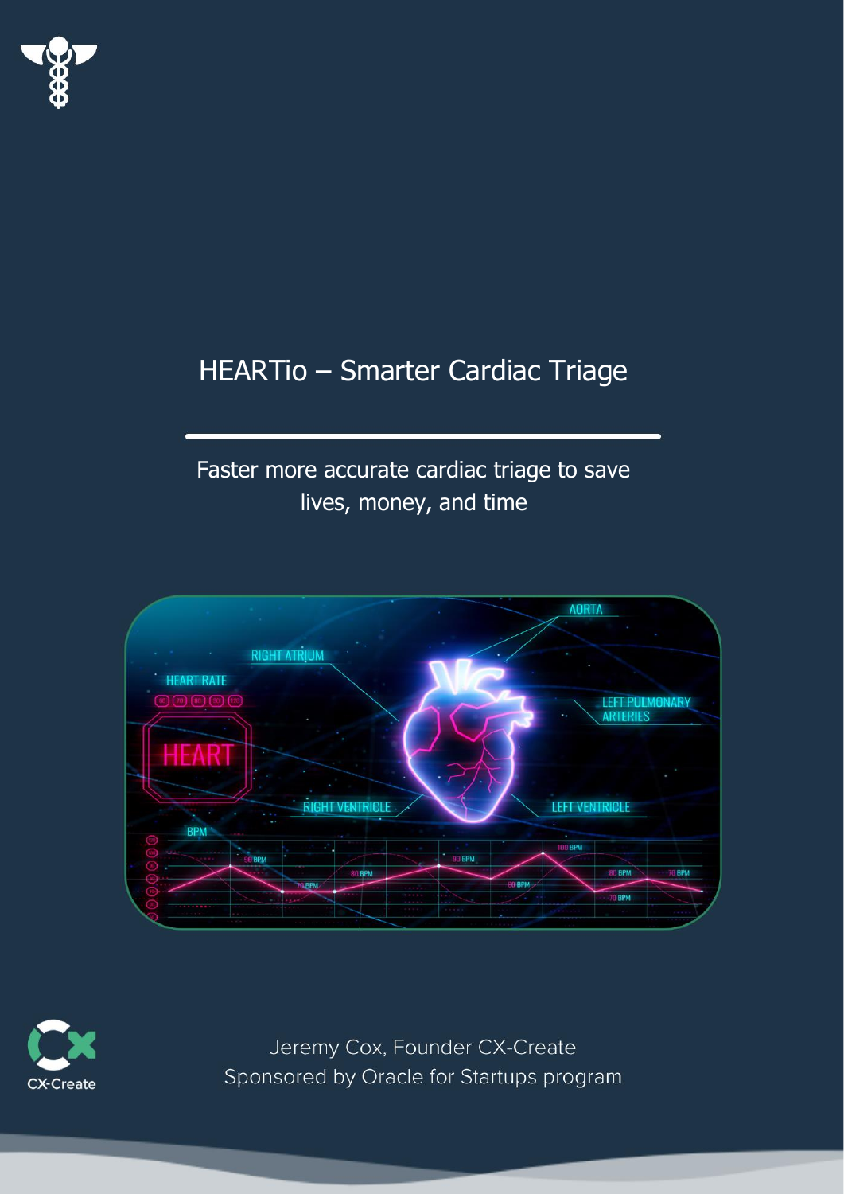# HEARTio – Smarter Cardiac Triage

Faster more accurate cardiac triage to save lives, money, and time

Jeremy Cox, Founder CX-Create
Sponsored by Oracle for Startups program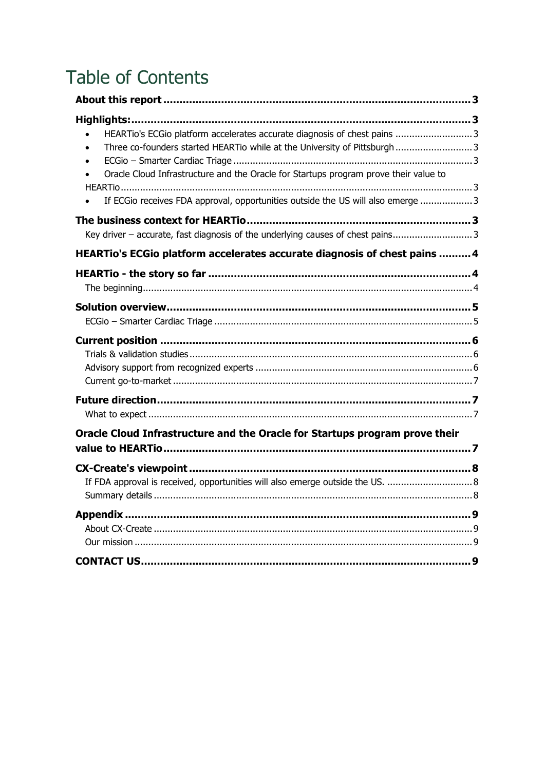# Table of Contents

**About this report** .......... **3**

**Highlights:** .......... **3**

- HEARTio's ECGio platform accelerates accurate diagnosis of chest pains .......... 3
- Three co-founders started HEARTio while at the University of Pittsburgh .......... 3
- ECGio – Smarter Cardiac Triage .......... 3
- Oracle Cloud Infrastructure and the Oracle for Startups program prove their value to HEARTio .......... 3
- If ECGio receives FDA approval, opportunities outside the US will also emerge .......... 3

**The business context for HEARTio** .......... **3**

Key driver – accurate, fast diagnosis of the underlying causes of chest pains .......... 3

**HEARTio's ECGio platform accelerates accurate diagnosis of chest pains** .......... **4**

**HEARTio - the story so far** .......... **4**

The beginning .......... 4

**Solution overview** .......... **5**

ECGio – Smarter Cardiac Triage .......... 5

**Current position** .......... **6**

Trials & validation studies .......... 6

Advisory support from recognized experts .......... 6

Current go-to-market .......... 7

**Future direction** .......... **7**

What to expect .......... 7

**Oracle Cloud Infrastructure and the Oracle for Startups program prove their value to HEARTio** .......... **7**

**CX-Create's viewpoint** .......... **8**

If FDA approval is received, opportunities will also emerge outside the US. .......... 8

Summary details .......... 8

**Appendix** .......... **9**

About CX-Create .......... 9

Our mission .......... 9

**CONTACT US** .......... **9**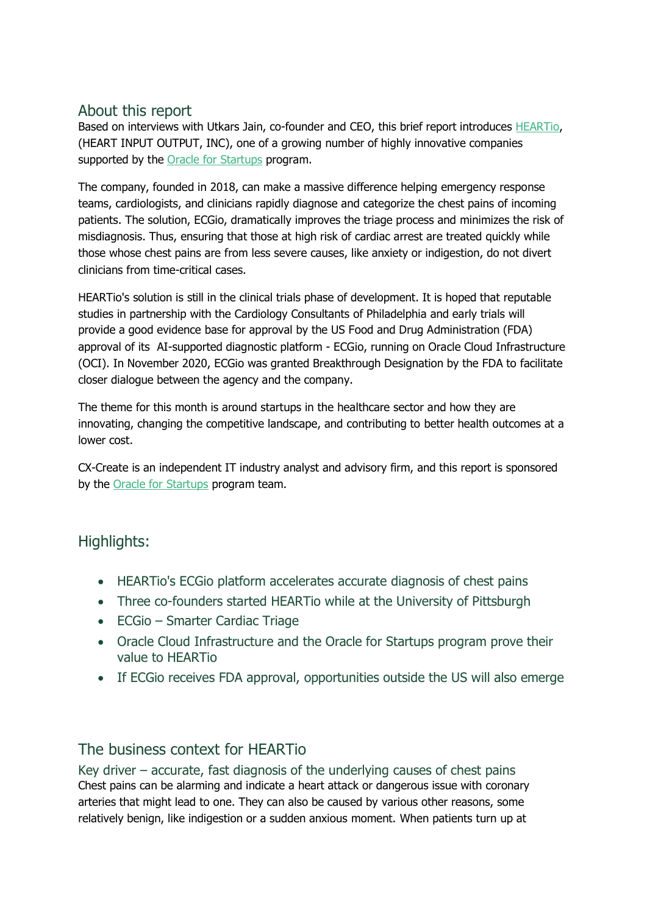## About this report

Based on interviews with Utkars Jain, co-founder and CEO, this brief report introduces [HEARTio](#), (HEART INPUT OUTPUT, INC), one of a growing number of highly innovative companies supported by the [Oracle for Startups](#) program.

The company, founded in 2018, can make a massive difference helping emergency response teams, cardiologists, and clinicians rapidly diagnose and categorize the chest pains of incoming patients. The solution, ECGio, dramatically improves the triage process and minimizes the risk of misdiagnosis. Thus, ensuring that those at high risk of cardiac arrest are treated quickly while those whose chest pains are from less severe causes, like anxiety or indigestion, do not divert clinicians from time-critical cases.

HEARTio's solution is still in the clinical trials phase of development. It is hoped that reputable studies in partnership with the Cardiology Consultants of Philadelphia and early trials will provide a good evidence base for approval by the US Food and Drug Administration (FDA) approval of its AI-supported diagnostic platform - ECGio, running on Oracle Cloud Infrastructure (OCI). In November 2020, ECGio was granted Breakthrough Designation by the FDA to facilitate closer dialogue between the agency and the company.

The theme for this month is around startups in the healthcare sector and how they are innovating, changing the competitive landscape, and contributing to better health outcomes at a lower cost.

CX-Create is an independent IT industry analyst and advisory firm, and this report is sponsored by the [Oracle for Startups](#) program team.

## Highlights:

- HEARTio's ECGio platform accelerates accurate diagnosis of chest pains
- Three co-founders started HEARTio while at the University of Pittsburgh
- ECGio – Smarter Cardiac Triage
- Oracle Cloud Infrastructure and the Oracle for Startups program prove their value to HEARTio
- If ECGio receives FDA approval, opportunities outside the US will also emerge

## The business context for HEARTio

### Key driver – accurate, fast diagnosis of the underlying causes of chest pains

Chest pains can be alarming and indicate a heart attack or dangerous issue with coronary arteries that might lead to one. They can also be caused by various other reasons, some relatively benign, like indigestion or a sudden anxious moment. When patients turn up at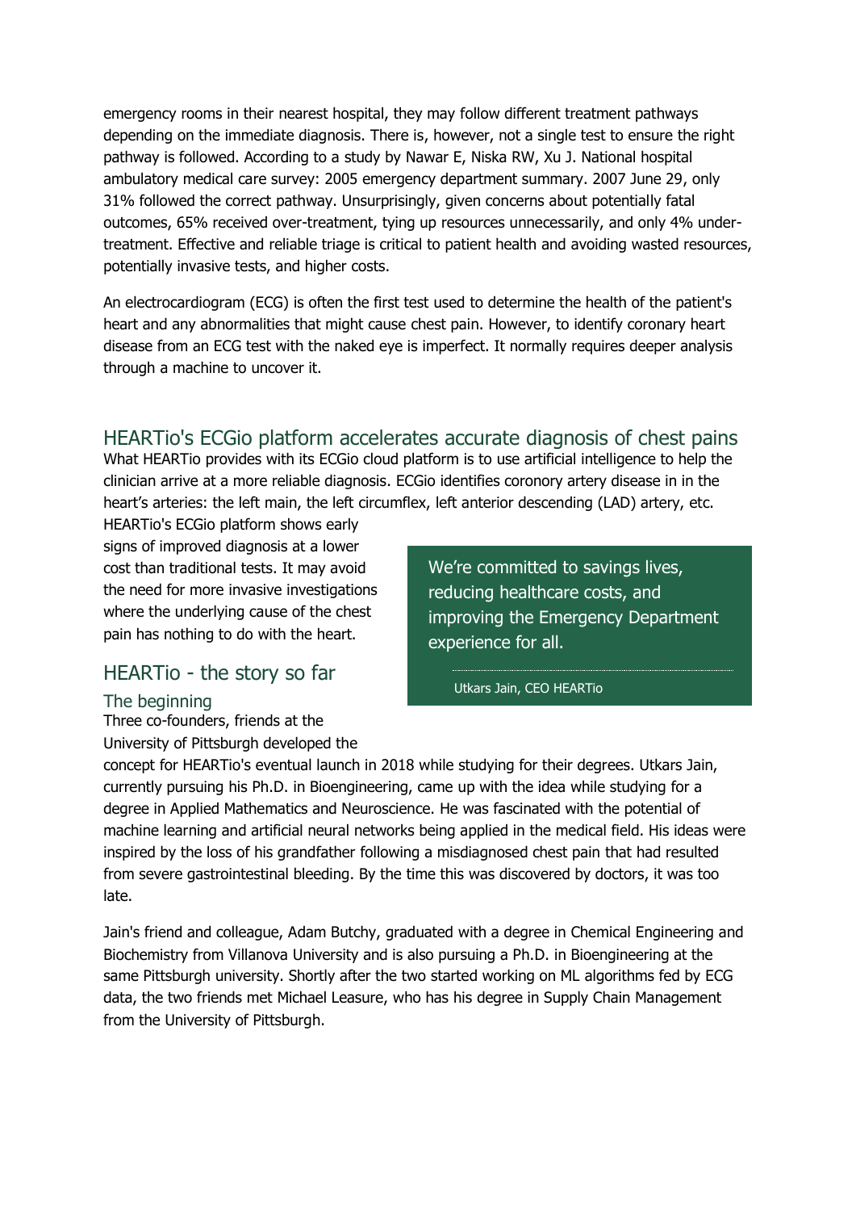emergency rooms in their nearest hospital, they may follow different treatment pathways depending on the immediate diagnosis. There is, however, not a single test to ensure the right pathway is followed. According to a study by Nawar E, Niska RW, Xu J. National hospital ambulatory medical care survey: 2005 emergency department summary. 2007 June 29, only 31% followed the correct pathway. Unsurprisingly, given concerns about potentially fatal outcomes, 65% received over-treatment, tying up resources unnecessarily, and only 4% under-treatment. Effective and reliable triage is critical to patient health and avoiding wasted resources, potentially invasive tests, and higher costs.

An electrocardiogram (ECG) is often the first test used to determine the health of the patient's heart and any abnormalities that might cause chest pain. However, to identify coronary heart disease from an ECG test with the naked eye is imperfect. It normally requires deeper analysis through a machine to uncover it.

## HEARTio's ECGio platform accelerates accurate diagnosis of chest pains

What HEARTio provides with its ECGio cloud platform is to use artificial intelligence to help the clinician arrive at a more reliable diagnosis. ECGio identifies coronory artery disease in in the heart's arteries: the left main, the left circumflex, left anterior descending (LAD) artery, etc.

HEARTio's ECGio platform shows early signs of improved diagnosis at a lower cost than traditional tests. It may avoid the need for more invasive investigations where the underlying cause of the chest pain has nothing to do with the heart.

> We're committed to savings lives, reducing healthcare costs, and improving the Emergency Department experience for all.
>
> Utkars Jain, CEO HEARTio

## HEARTio - the story so far

### The beginning

Three co-founders, friends at the University of Pittsburgh developed the concept for HEARTio's eventual launch in 2018 while studying for their degrees. Utkars Jain, currently pursuing his Ph.D. in Bioengineering, came up with the idea while studying for a degree in Applied Mathematics and Neuroscience. He was fascinated with the potential of machine learning and artificial neural networks being applied in the medical field. His ideas were inspired by the loss of his grandfather following a misdiagnosed chest pain that had resulted from severe gastrointestinal bleeding. By the time this was discovered by doctors, it was too late.

Jain's friend and colleague, Adam Butchy, graduated with a degree in Chemical Engineering and Biochemistry from Villanova University and is also pursuing a Ph.D. in Bioengineering at the same Pittsburgh university. Shortly after the two started working on ML algorithms fed by ECG data, the two friends met Michael Leasure, who has his degree in Supply Chain Management from the University of Pittsburgh.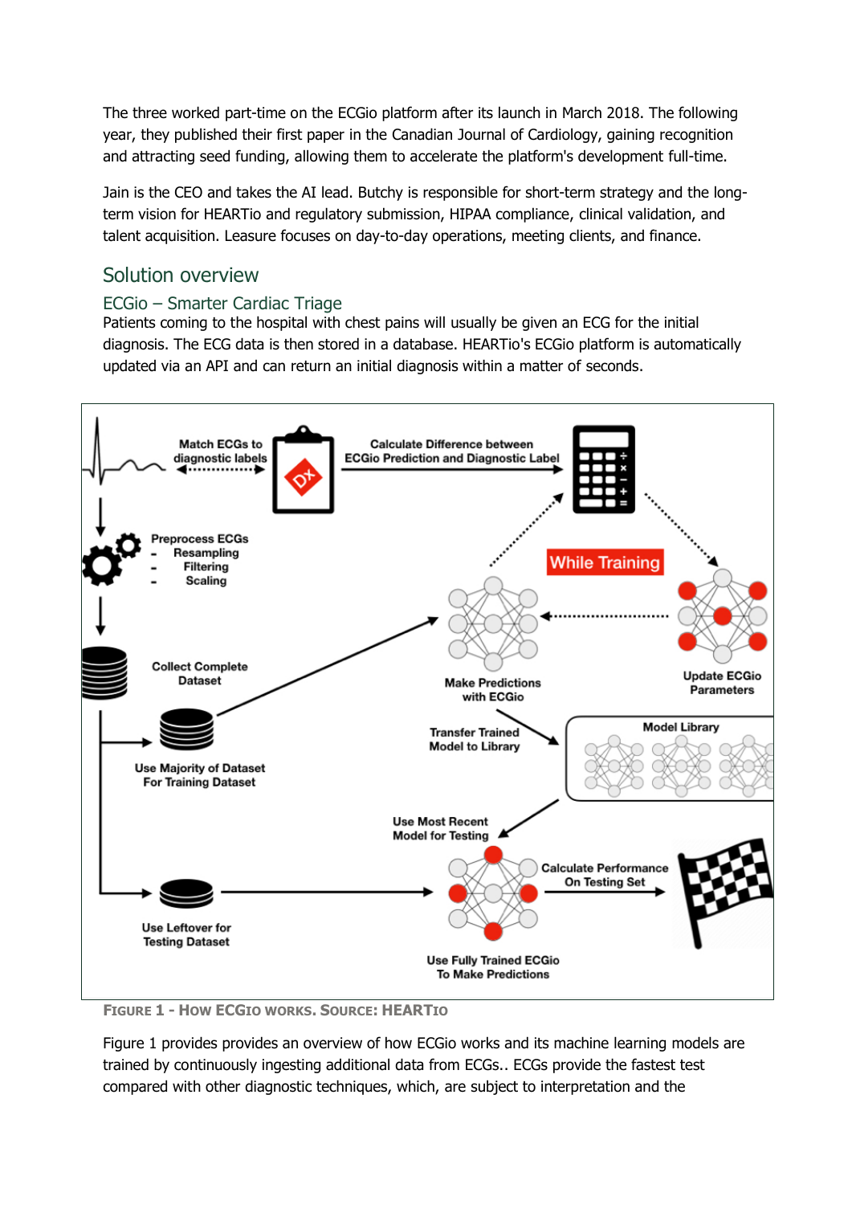The three worked part-time on the ECGio platform after its launch in March 2018. The following year, they published their first paper in the Canadian Journal of Cardiology, gaining recognition and attracting seed funding, allowing them to accelerate the platform's development full-time.

Jain is the CEO and takes the AI lead. Butchy is responsible for short-term strategy and the long-term vision for HEARTio and regulatory submission, HIPAA compliance, clinical validation, and talent acquisition. Leasure focuses on day-to-day operations, meeting clients, and finance.

## Solution overview

### ECGio – Smarter Cardiac Triage

Patients coming to the hospital with chest pains will usually be given an ECG for the initial diagnosis. The ECG data is then stored in a database. HEARTio's ECGio platform is automatically updated via an API and can return an initial diagnosis within a matter of seconds.

Match ECGs to diagnostic labels

DX

Calculate Difference between ECGio Prediction and Diagnostic Label

Preprocess ECGs
- Resampling
- Filtering
- Scaling

While Training

Collect Complete Dataset

Make Predictions with ECGio

Update ECGio Parameters

Use Majority of Dataset For Training Dataset

Transfer Trained Model to Library

Model Library

Use Most Recent Model for Testing

Calculate Performance On Testing Set

Use Leftover for Testing Dataset

Use Fully Trained ECGio To Make Predictions

**Figure 1 - How ECGio works. Source: HEARTio**

Figure 1 provides provides an overview of how ECGio works and its machine learning models are trained by continuously ingesting additional data from ECGs.. ECGs provide the fastest test compared with other diagnostic techniques, which, are subject to interpretation and the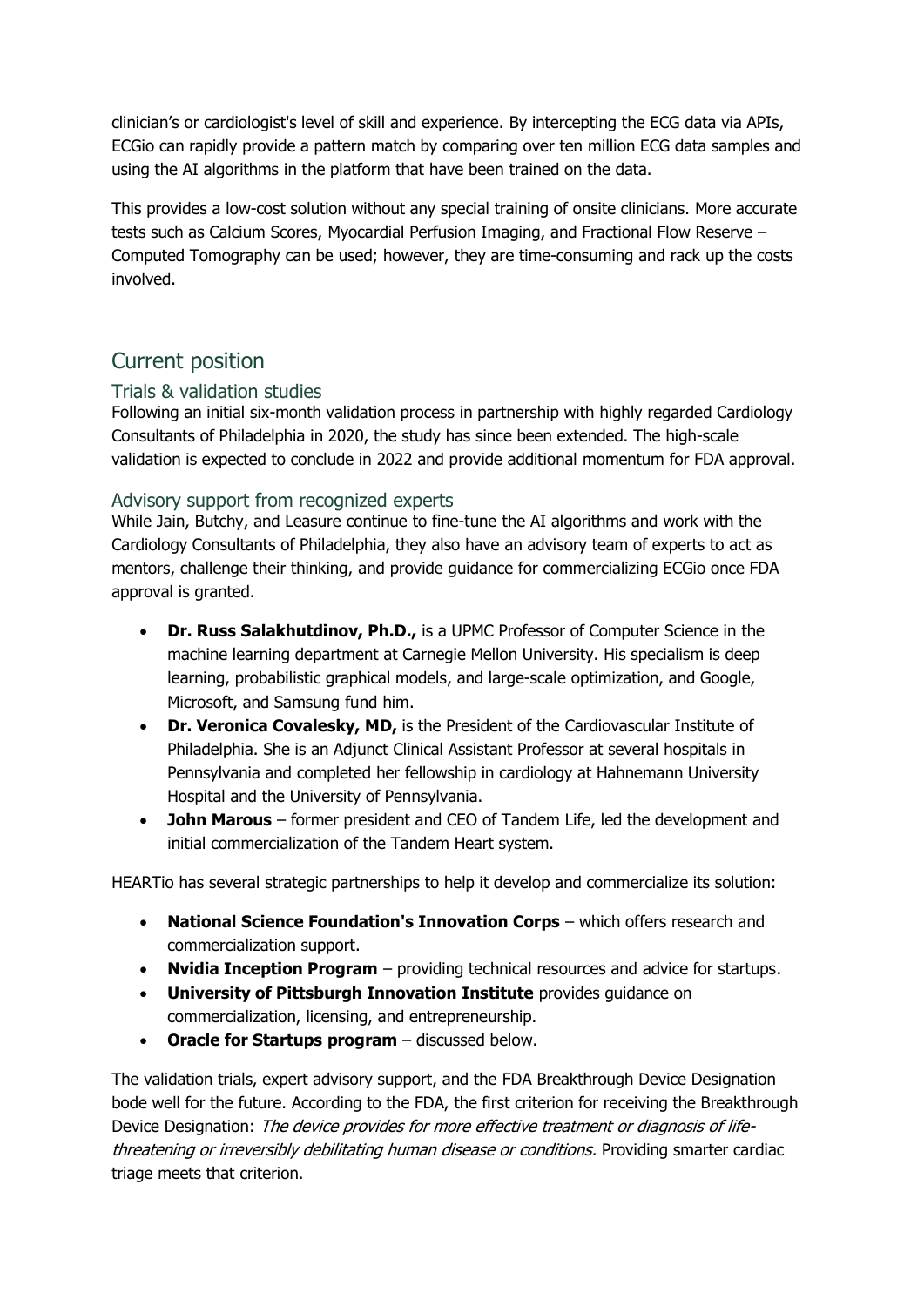clinician's or cardiologist's level of skill and experience. By intercepting the ECG data via APIs, ECGio can rapidly provide a pattern match by comparing over ten million ECG data samples and using the AI algorithms in the platform that have been trained on the data.

This provides a low-cost solution without any special training of onsite clinicians. More accurate tests such as Calcium Scores, Myocardial Perfusion Imaging, and Fractional Flow Reserve – Computed Tomography can be used; however, they are time-consuming and rack up the costs involved.

## Current position

### Trials & validation studies

Following an initial six-month validation process in partnership with highly regarded Cardiology Consultants of Philadelphia in 2020, the study has since been extended. The high-scale validation is expected to conclude in 2022 and provide additional momentum for FDA approval.

### Advisory support from recognized experts

While Jain, Butchy, and Leasure continue to fine-tune the AI algorithms and work with the Cardiology Consultants of Philadelphia, they also have an advisory team of experts to act as mentors, challenge their thinking, and provide guidance for commercializing ECGio once FDA approval is granted.

- **Dr. Russ Salakhutdinov, Ph.D.,** is a UPMC Professor of Computer Science in the machine learning department at Carnegie Mellon University. His specialism is deep learning, probabilistic graphical models, and large-scale optimization, and Google, Microsoft, and Samsung fund him.
- **Dr. Veronica Covalesky, MD,** is the President of the Cardiovascular Institute of Philadelphia. She is an Adjunct Clinical Assistant Professor at several hospitals in Pennsylvania and completed her fellowship in cardiology at Hahnemann University Hospital and the University of Pennsylvania.
- **John Marous** – former president and CEO of Tandem Life, led the development and initial commercialization of the Tandem Heart system.

HEARTio has several strategic partnerships to help it develop and commercialize its solution:

- **National Science Foundation's Innovation Corps** – which offers research and commercialization support.
- **Nvidia Inception Program** – providing technical resources and advice for startups.
- **University of Pittsburgh Innovation Institute** provides guidance on commercialization, licensing, and entrepreneurship.
- **Oracle for Startups program** – discussed below.

The validation trials, expert advisory support, and the FDA Breakthrough Device Designation bode well for the future. According to the FDA, the first criterion for receiving the Breakthrough Device Designation: *The device provides for more effective treatment or diagnosis of life-threatening or irreversibly debilitating human disease or conditions.* Providing smarter cardiac triage meets that criterion.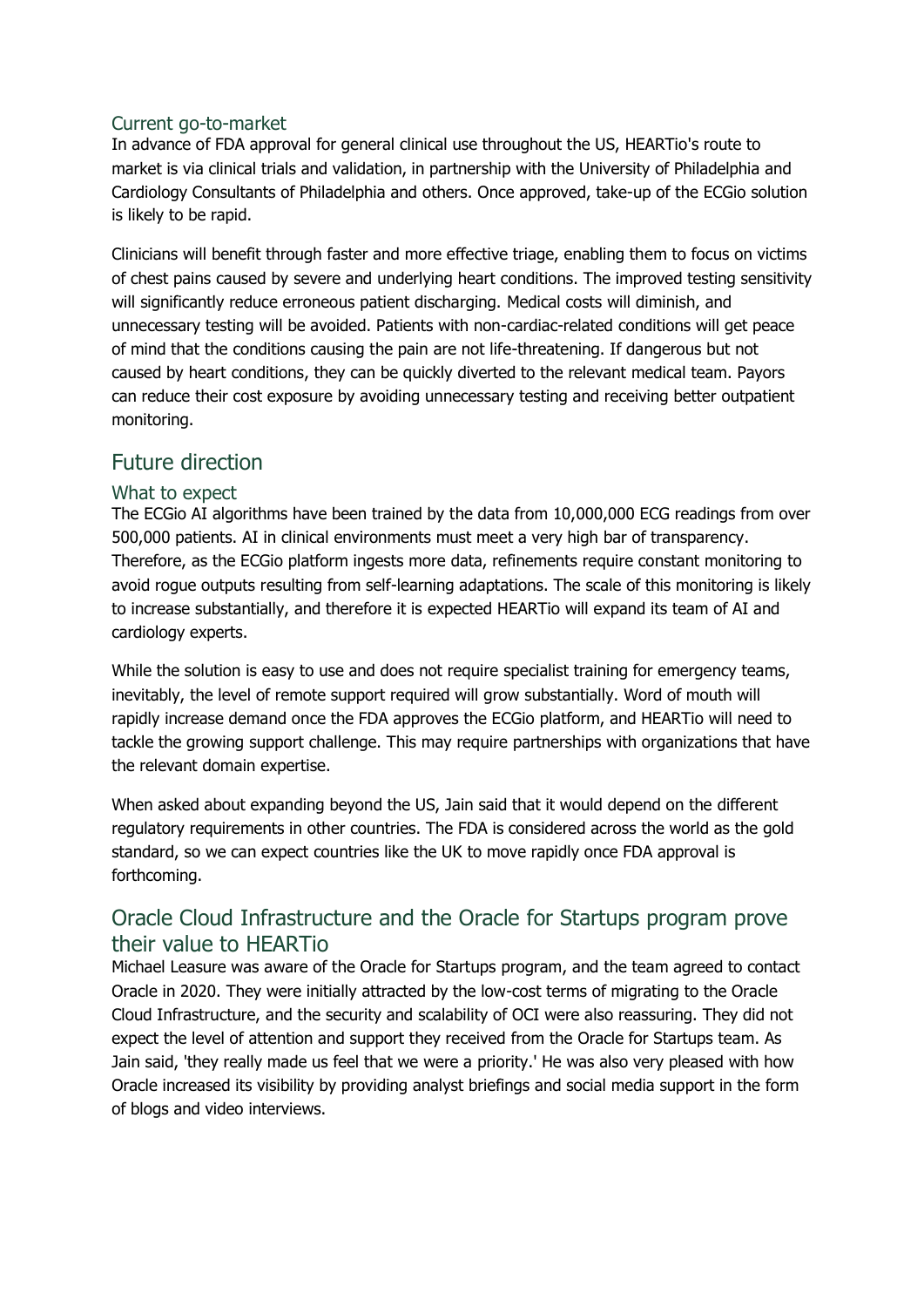### Current go-to-market

In advance of FDA approval for general clinical use throughout the US, HEARTio's route to market is via clinical trials and validation, in partnership with the University of Philadelphia and Cardiology Consultants of Philadelphia and others. Once approved, take-up of the ECGio solution is likely to be rapid.

Clinicians will benefit through faster and more effective triage, enabling them to focus on victims of chest pains caused by severe and underlying heart conditions. The improved testing sensitivity will significantly reduce erroneous patient discharging. Medical costs will diminish, and unnecessary testing will be avoided. Patients with non-cardiac-related conditions will get peace of mind that the conditions causing the pain are not life-threatening. If dangerous but not caused by heart conditions, they can be quickly diverted to the relevant medical team. Payors can reduce their cost exposure by avoiding unnecessary testing and receiving better outpatient monitoring.

## Future direction

### What to expect

The ECGio AI algorithms have been trained by the data from 10,000,000 ECG readings from over 500,000 patients. AI in clinical environments must meet a very high bar of transparency. Therefore, as the ECGio platform ingests more data, refinements require constant monitoring to avoid rogue outputs resulting from self-learning adaptations. The scale of this monitoring is likely to increase substantially, and therefore it is expected HEARTio will expand its team of AI and cardiology experts.

While the solution is easy to use and does not require specialist training for emergency teams, inevitably, the level of remote support required will grow substantially. Word of mouth will rapidly increase demand once the FDA approves the ECGio platform, and HEARTio will need to tackle the growing support challenge. This may require partnerships with organizations that have the relevant domain expertise.

When asked about expanding beyond the US, Jain said that it would depend on the different regulatory requirements in other countries. The FDA is considered across the world as the gold standard, so we can expect countries like the UK to move rapidly once FDA approval is forthcoming.

## Oracle Cloud Infrastructure and the Oracle for Startups program prove their value to HEARTio

Michael Leasure was aware of the Oracle for Startups program, and the team agreed to contact Oracle in 2020. They were initially attracted by the low-cost terms of migrating to the Oracle Cloud Infrastructure, and the security and scalability of OCI were also reassuring. They did not expect the level of attention and support they received from the Oracle for Startups team. As Jain said, 'they really made us feel that we were a priority.' He was also very pleased with how Oracle increased its visibility by providing analyst briefings and social media support in the form of blogs and video interviews.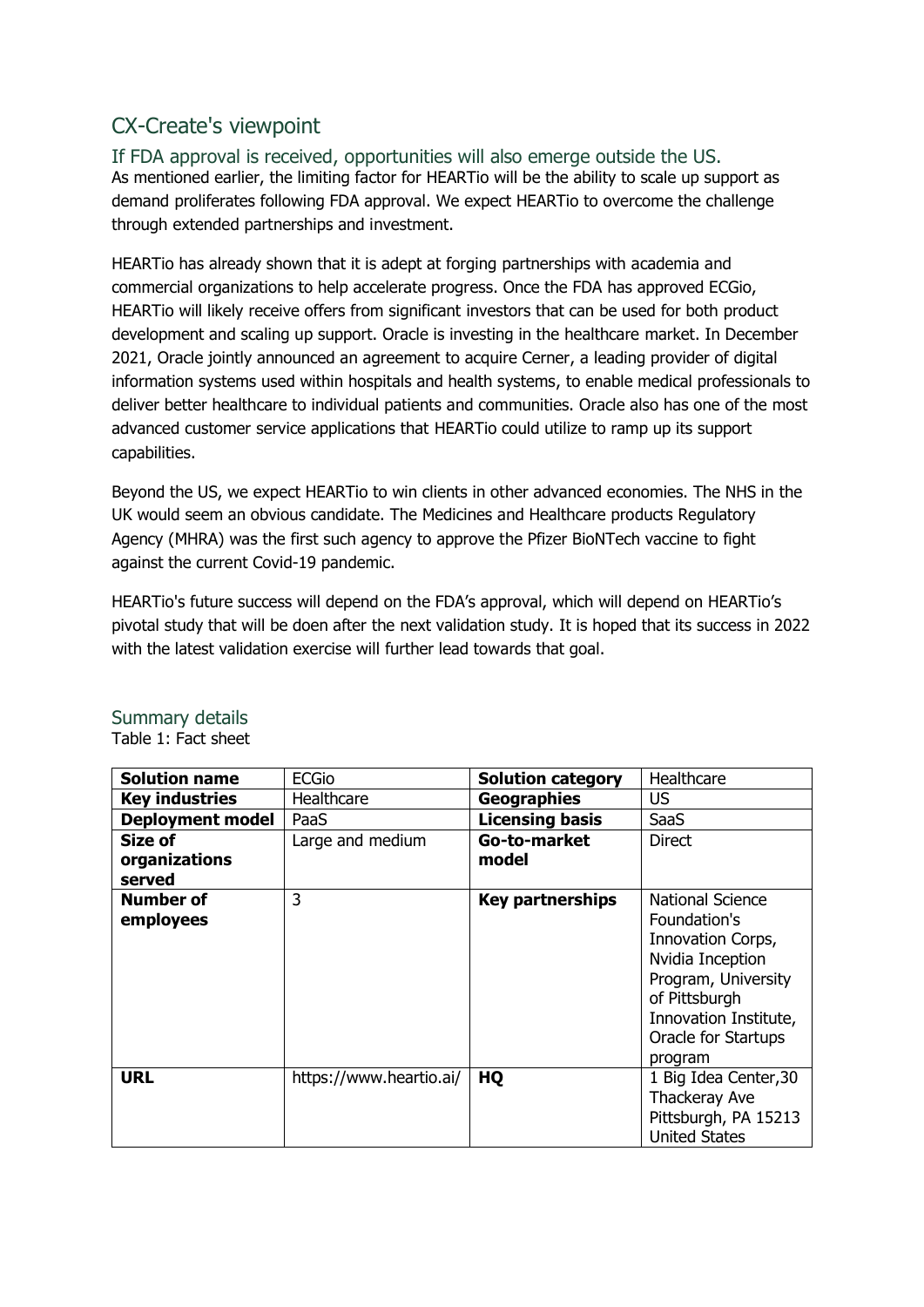## CX-Create's viewpoint

### If FDA approval is received, opportunities will also emerge outside the US.

As mentioned earlier, the limiting factor for HEARTio will be the ability to scale up support as demand proliferates following FDA approval. We expect HEARTio to overcome the challenge through extended partnerships and investment.

HEARTio has already shown that it is adept at forging partnerships with academia and commercial organizations to help accelerate progress. Once the FDA has approved ECGio, HEARTio will likely receive offers from significant investors that can be used for both product development and scaling up support. Oracle is investing in the healthcare market. In December 2021, Oracle jointly announced an agreement to acquire Cerner, a leading provider of digital information systems used within hospitals and health systems, to enable medical professionals to deliver better healthcare to individual patients and communities. Oracle also has one of the most advanced customer service applications that HEARTio could utilize to ramp up its support capabilities.

Beyond the US, we expect HEARTio to win clients in other advanced economies. The NHS in the UK would seem an obvious candidate. The Medicines and Healthcare products Regulatory Agency (MHRA) was the first such agency to approve the Pfizer BioNTech vaccine to fight against the current Covid-19 pandemic.

HEARTio's future success will depend on the FDA's approval, which will depend on HEARTio's pivotal study that will be doen after the next validation study. It is hoped that its success in 2022 with the latest validation exercise will further lead towards that goal.

## Summary details

Table 1: Fact sheet

| | | | |
|---|---|---|---|
| **Solution name** | ECGio | **Solution category** | Healthcare |
| **Key industries** | Healthcare | **Geographies** | US |
| **Deployment model** | PaaS | **Licensing basis** | SaaS |
| **Size of organizations served** | Large and medium | **Go-to-market model** | Direct |
| **Number of employees** | 3 | **Key partnerships** | National Science Foundation's Innovation Corps, Nvidia Inception Program, University of Pittsburgh Innovation Institute, Oracle for Startups program |
| **URL** | https://www.heartio.ai/ | **HQ** | 1 Big Idea Center,30 Thackeray Ave Pittsburgh, PA 15213 United States |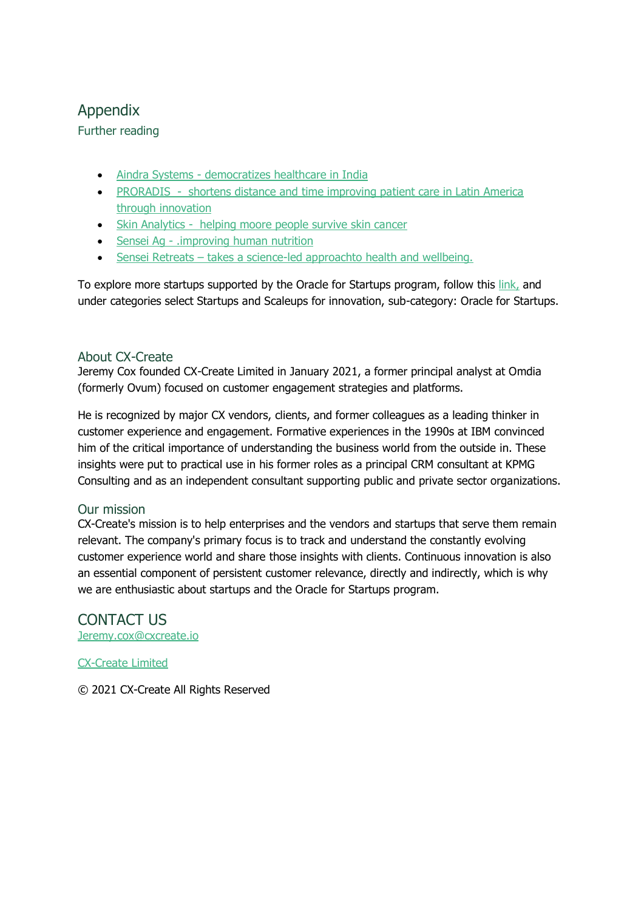# Appendix

## Further reading

- Aindra Systems - democratizes healthcare in India
- PRORADIS - shortens distance and time improving patient care in Latin America through innovation
- Skin Analytics - helping moore people survive skin cancer
- Sensei Ag - .improving human nutrition
- Sensei Retreats – takes a science-led approachto health and wellbeing.

To explore more startups supported by the Oracle for Startups program, follow this link, and under categories select Startups and Scaleups for innovation, sub-category: Oracle for Startups.

## About CX-Create

Jeremy Cox founded CX-Create Limited in January 2021, a former principal analyst at Omdia (formerly Ovum) focused on customer engagement strategies and platforms.

He is recognized by major CX vendors, clients, and former colleagues as a leading thinker in customer experience and engagement. Formative experiences in the 1990s at IBM convinced him of the critical importance of understanding the business world from the outside in. These insights were put to practical use in his former roles as a principal CRM consultant at KPMG Consulting and as an independent consultant supporting public and private sector organizations.

## Our mission

CX-Create's mission is to help enterprises and the vendors and startups that serve them remain relevant. The company's primary focus is to track and understand the constantly evolving customer experience world and share those insights with clients. Continuous innovation is also an essential component of persistent customer relevance, directly and indirectly, which is why we are enthusiastic about startups and the Oracle for Startups program.

# CONTACT US

Jeremy.cox@cxcreate.io

CX-Create Limited

© 2021 CX-Create All Rights Reserved